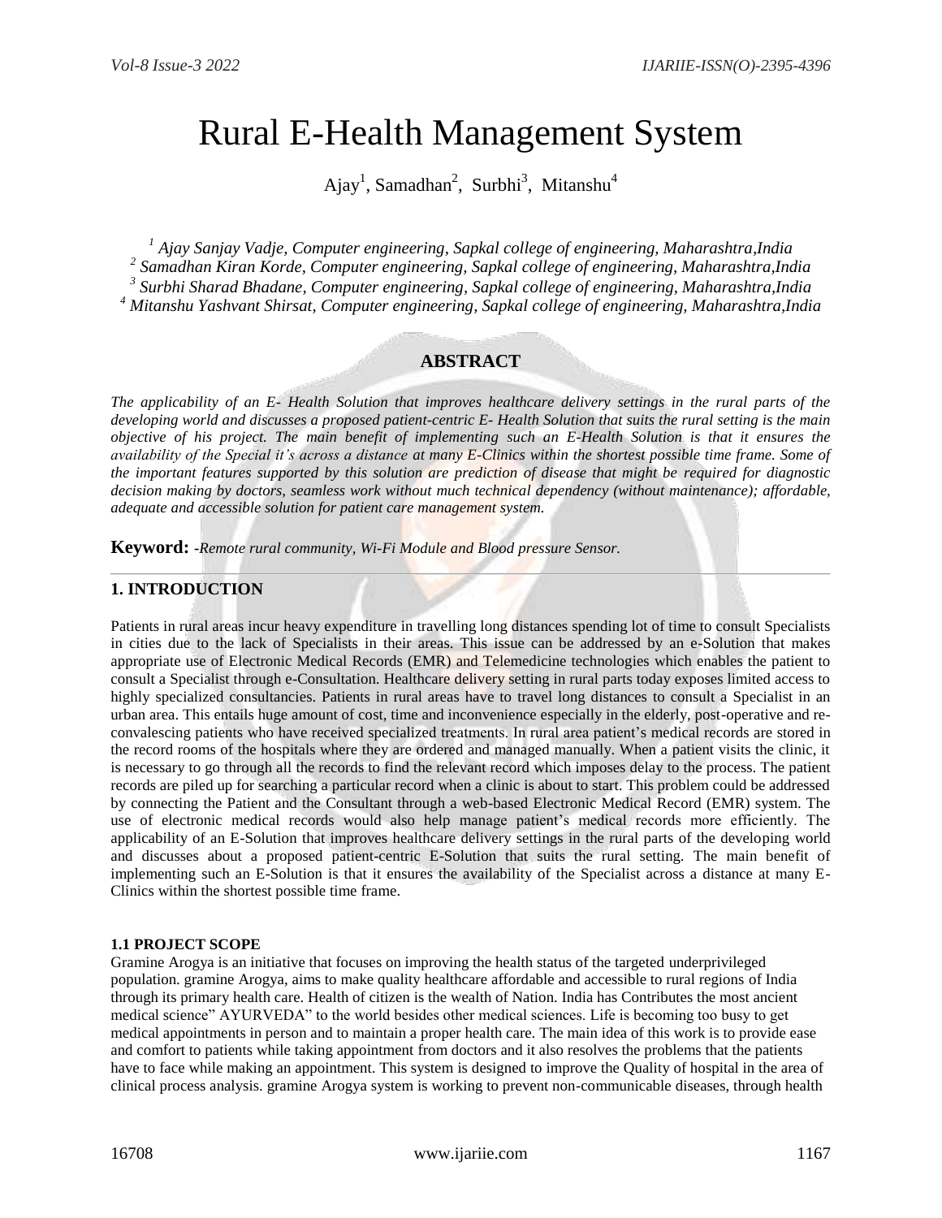# Rural E-Health Management System

Ajay[1], Samadhan[2], Surbhi[3], Mitanshu[4]

*[1] Ajay Sanjay Vadje, Computer engineering, Sapkal college of engineering, Maharashtra,India*
*[2] Samadhan Kiran Korde, Computer engineering, Sapkal college of engineering, Maharashtra,India*
*[3] Surbhi Sharad Bhadane, Computer engineering, Sapkal college of engineering, Maharashtra,India*
*[4] Mitanshu Yashvant Shirsat, Computer engineering, Sapkal college of engineering, Maharashtra,India*

## ABSTRACT

*The applicability of an E- Health Solution that improves healthcare delivery settings in the rural parts of the developing world and discusses a proposed patient-centric E- Health Solution that suits the rural setting is the main objective of his project. The main benefit of implementing such an E-Health Solution is that it ensures the availability of the Special it's across a distance at many E-Clinics within the shortest possible time frame. Some of the important features supported by this solution are prediction of disease that might be required for diagnostic decision making by doctors, seamless work without much technical dependency (without maintenance); affordable, adequate and accessible solution for patient care management system.*

**Keyword:** *-Remote rural community, Wi-Fi Module and Blood pressure Sensor.*

## 1. INTRODUCTION

Patients in rural areas incur heavy expenditure in travelling long distances spending lot of time to consult Specialists in cities due to the lack of Specialists in their areas. This issue can be addressed by an e-Solution that makes appropriate use of Electronic Medical Records (EMR) and Telemedicine technologies which enables the patient to consult a Specialist through e-Consultation. Healthcare delivery setting in rural parts today exposes limited access to highly specialized consultancies. Patients in rural areas have to travel long distances to consult a Specialist in an urban area. This entails huge amount of cost, time and inconvenience especially in the elderly, post-operative and re-convalescing patients who have received specialized treatments. In rural area patient's medical records are stored in the record rooms of the hospitals where they are ordered and managed manually. When a patient visits the clinic, it is necessary to go through all the records to find the relevant record which imposes delay to the process. The patient records are piled up for searching a particular record when a clinic is about to start. This problem could be addressed by connecting the Patient and the Consultant through a web-based Electronic Medical Record (EMR) system. The use of electronic medical records would also help manage patient's medical records more efficiently. The applicability of an E-Solution that improves healthcare delivery settings in the rural parts of the developing world and discusses about a proposed patient-centric E-Solution that suits the rural setting. The main benefit of implementing such an E-Solution is that it ensures the availability of the Specialist across a distance at many E-Clinics within the shortest possible time frame.

### 1.1 PROJECT SCOPE

Gramine Arogya is an initiative that focuses on improving the health status of the targeted underprivileged population. gramine Arogya, aims to make quality healthcare affordable and accessible to rural regions of India through its primary health care. Health of citizen is the wealth of Nation. India has Contributes the most ancient medical science" AYURVEDA" to the world besides other medical sciences. Life is becoming too busy to get medical appointments in person and to maintain a proper health care. The main idea of this work is to provide ease and comfort to patients while taking appointment from doctors and it also resolves the problems that the patients have to face while making an appointment. This system is designed to improve the Quality of hospital in the area of clinical process analysis. gramine Arogya system is working to prevent non-communicable diseases, through health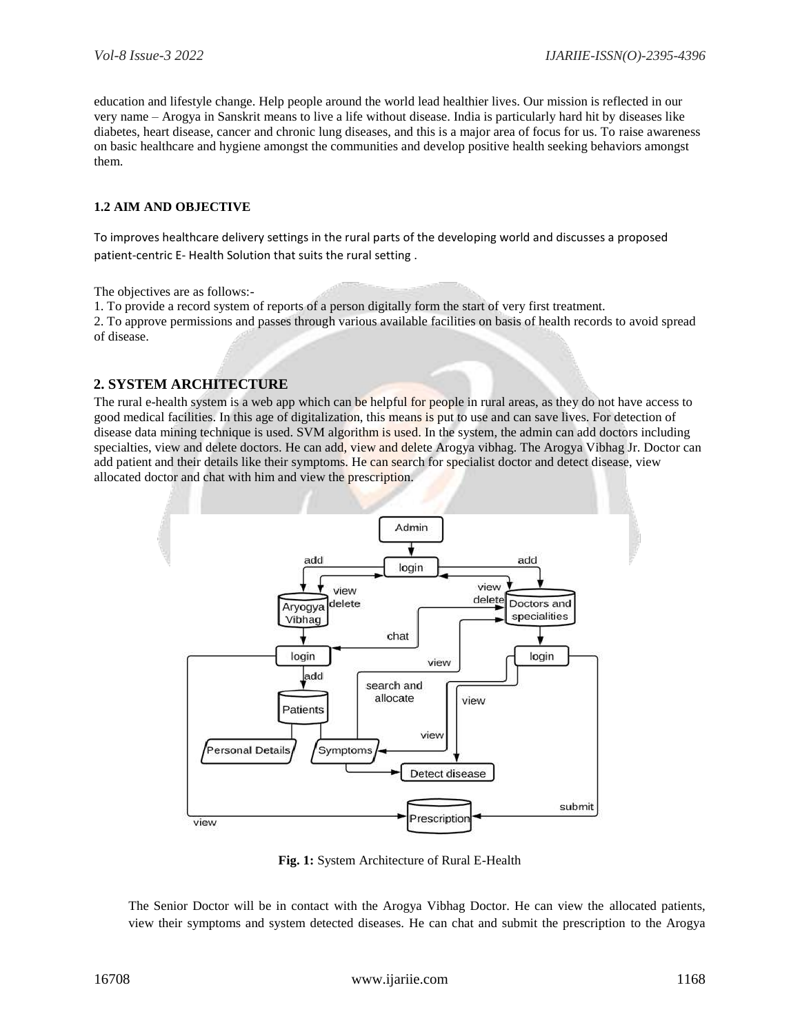education and lifestyle change. Help people around the world lead healthier lives. Our mission is reflected in our very name – Arogya in Sanskrit means to live a life without disease. India is particularly hard hit by diseases like diabetes, heart disease, cancer and chronic lung diseases, and this is a major area of focus for us. To raise awareness on basic healthcare and hygiene amongst the communities and develop positive health seeking behaviors amongst them.

### 1.2 AIM AND OBJECTIVE

To improves healthcare delivery settings in the rural parts of the developing world and discusses a proposed patient-centric E- Health Solution that suits the rural setting .

The objectives are as follows:-

1. To provide a record system of reports of a person digitally form the start of very first treatment.
2. To approve permissions and passes through various available facilities on basis of health records to avoid spread of disease.

## 2. SYSTEM ARCHITECTURE

The rural e-health system is a web app which can be helpful for people in rural areas, as they do not have access to good medical facilities. In this age of digitalization, this means is put to use and can save lives. For detection of disease data mining technique is used. SVM algorithm is used. In the system, the admin can add doctors including specialties, view and delete doctors. He can add, view and delete Arogya vibhag. The Arogya Vibhag Jr. Doctor can add patient and their details like their symptoms. He can search for specialist doctor and detect disease, view allocated doctor and chat with him and view the prescription.

**Fig. 1:** System Architecture of Rural E-Health

The Senior Doctor will be in contact with the Arogya Vibhag Doctor. He can view the allocated patients, view their symptoms and system detected diseases. He can chat and submit the prescription to the Arogya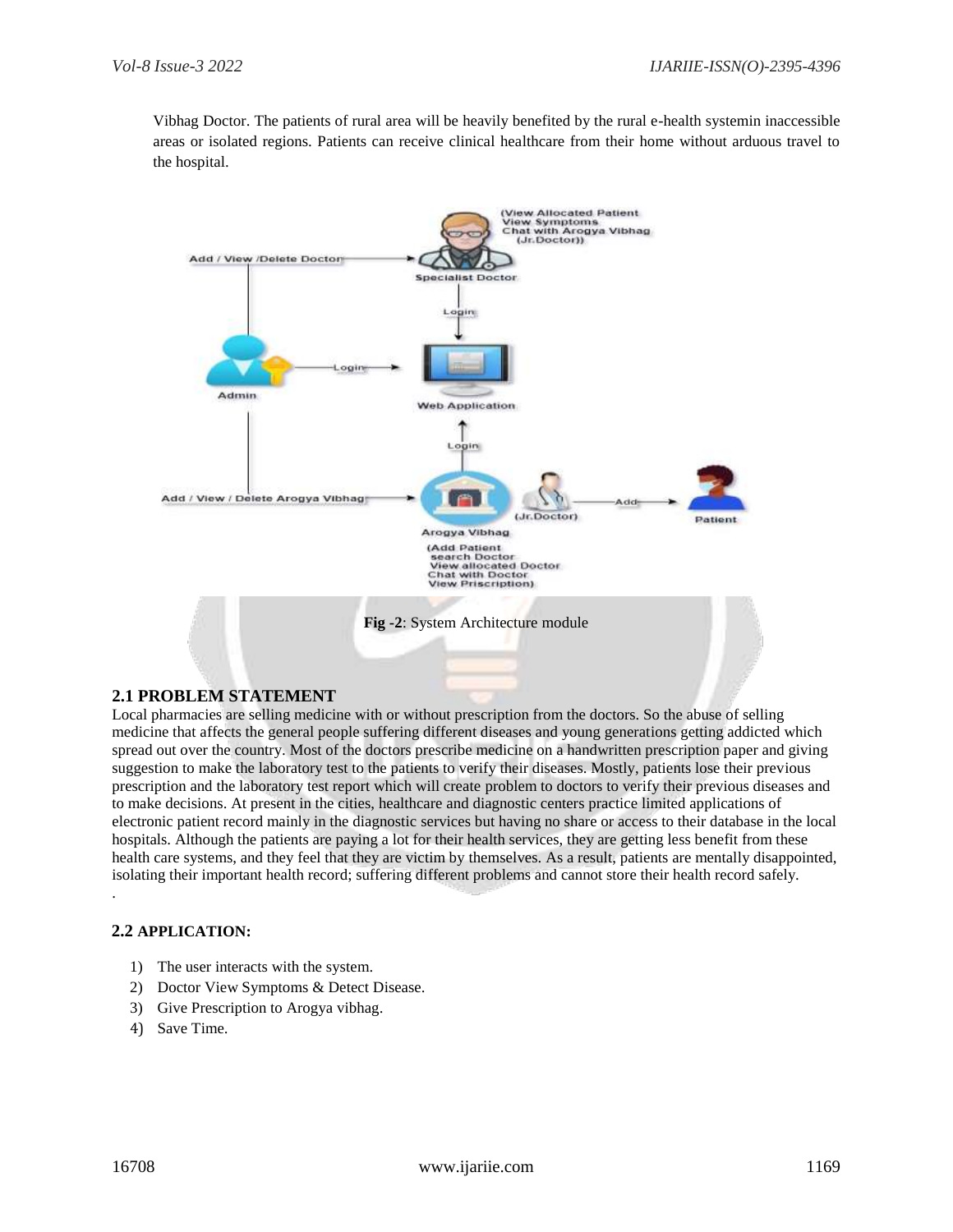Vibhag Doctor. The patients of rural area will be heavily benefited by the rural e-health systemin inaccessible areas or isolated regions. Patients can receive clinical healthcare from their home without arduous travel to the hospital.

**Fig -2**: System Architecture module

## 2.1 PROBLEM STATEMENT

Local pharmacies are selling medicine with or without prescription from the doctors. So the abuse of selling medicine that affects the general people suffering different diseases and young generations getting addicted which spread out over the country. Most of the doctors prescribe medicine on a handwritten prescription paper and giving suggestion to make the laboratory test to the patients to verify their diseases. Mostly, patients lose their previous prescription and the laboratory test report which will create problem to doctors to verify their previous diseases and to make decisions. At present in the cities, healthcare and diagnostic centers practice limited applications of electronic patient record mainly in the diagnostic services but having no share or access to their database in the local hospitals. Although the patients are paying a lot for their health services, they are getting less benefit from these health care systems, and they feel that they are victim by themselves. As a result, patients are mentally disappointed, isolating their important health record; suffering different problems and cannot store their health record safely.

.

## 2.2 APPLICATION:

1) The user interacts with the system.
2) Doctor View Symptoms & Detect Disease.
3) Give Prescription to Arogya vibhag.
4) Save Time.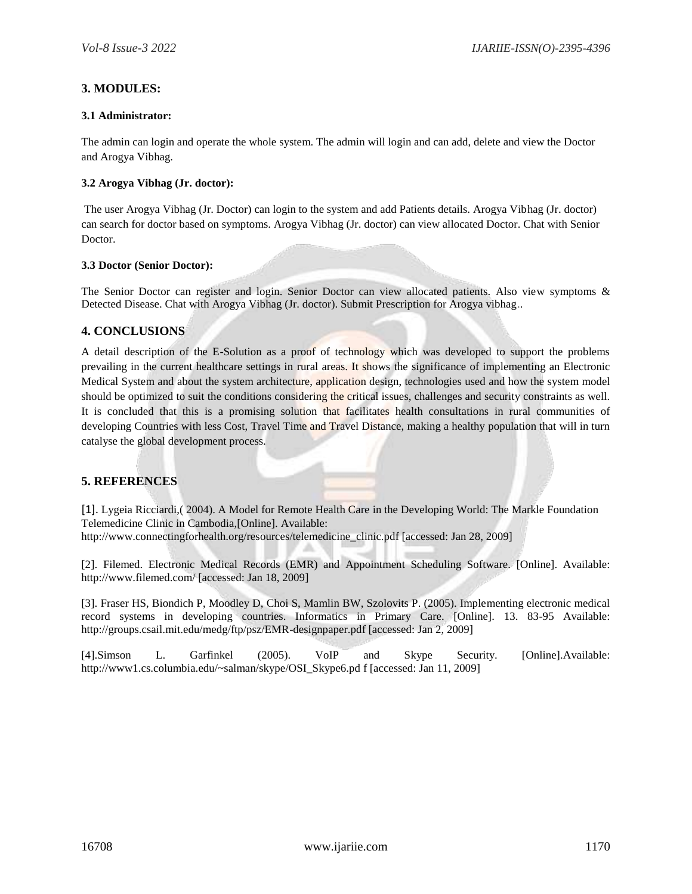## 3. MODULES:

### 3.1 Administrator:

The admin can login and operate the whole system. The admin will login and can add, delete and view the Doctor and Arogya Vibhag.

### 3.2 Arogya Vibhag (Jr. doctor):

The user Arogya Vibhag (Jr. Doctor) can login to the system and add Patients details. Arogya Vibhag (Jr. doctor) can search for doctor based on symptoms. Arogya Vibhag (Jr. doctor) can view allocated Doctor. Chat with Senior Doctor.

### 3.3 Doctor (Senior Doctor):

The Senior Doctor can register and login. Senior Doctor can view allocated patients. Also view symptoms & Detected Disease. Chat with Arogya Vibhag (Jr. doctor). Submit Prescription for Arogya vibhag..

## 4. CONCLUSIONS

A detail description of the E-Solution as a proof of technology which was developed to support the problems prevailing in the current healthcare settings in rural areas. It shows the significance of implementing an Electronic Medical System and about the system architecture, application design, technologies used and how the system model should be optimized to suit the conditions considering the critical issues, challenges and security constraints as well. It is concluded that this is a promising solution that facilitates health consultations in rural communities of developing Countries with less Cost, Travel Time and Travel Distance, making a healthy population that will in turn catalyse the global development process.

## 5. REFERENCES

[1]. Lygeia Ricciardi,( 2004). A Model for Remote Health Care in the Developing World: The Markle Foundation Telemedicine Clinic in Cambodia,[Online]. Available: http://www.connectingforhealth.org/resources/telemedicine_clinic.pdf [accessed: Jan 28, 2009]

[2]. Filemed. Electronic Medical Records (EMR) and Appointment Scheduling Software. [Online]. Available: http://www.filemed.com/ [accessed: Jan 18, 2009]

[3]. Fraser HS, Biondich P, Moodley D, Choi S, Mamlin BW, Szolovits P. (2005). Implementing electronic medical record systems in developing countries. Informatics in Primary Care. [Online]. 13. 83-95 Available: http://groups.csail.mit.edu/medg/ftp/psz/EMR-designpaper.pdf [accessed: Jan 2, 2009]

[4].Simson L. Garfinkel (2005). VoIP and Skype Security. [Online].Available: http://www1.cs.columbia.edu/~salman/skype/OSI_Skype6.pd f [accessed: Jan 11, 2009]